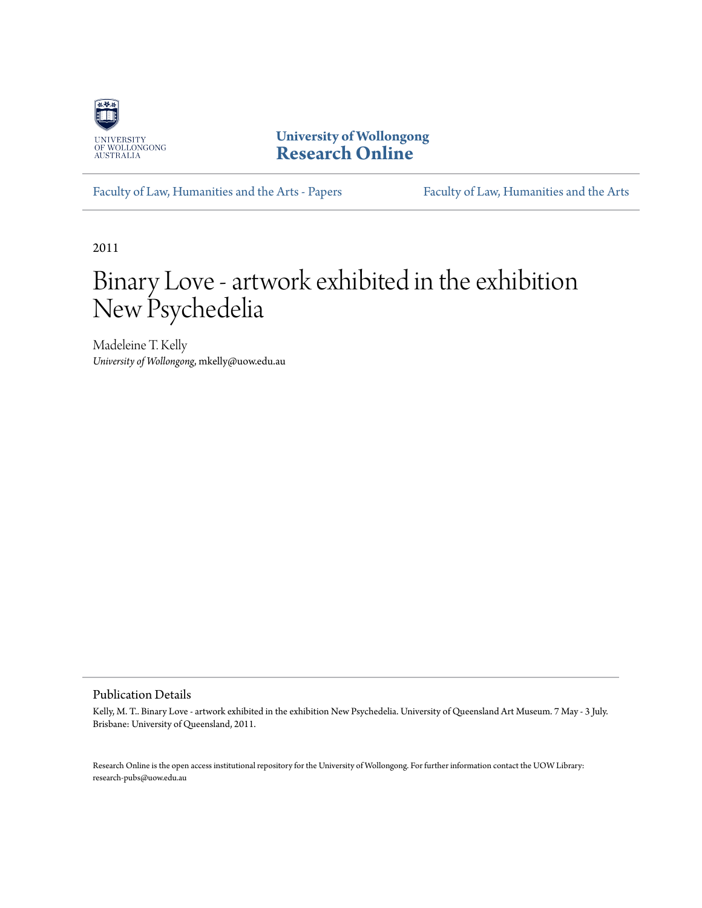University of Wollongong
**Research Online**

Faculty of Law, Humanities and the Arts - Papers

Faculty of Law, Humanities and the Arts

2011

# Binary Love - artwork exhibited in the exhibition New Psychedelia

Madeleine T. Kelly
*University of Wollongong*, mkelly@uow.edu.au

## Publication Details

Kelly, M. T.. Binary Love - artwork exhibited in the exhibition New Psychedelia. University of Queensland Art Museum. 7 May - 3 July. Brisbane: University of Queensland, 2011.

Research Online is the open access institutional repository for the University of Wollongong. For further information contact the UOW Library: research-pubs@uow.edu.au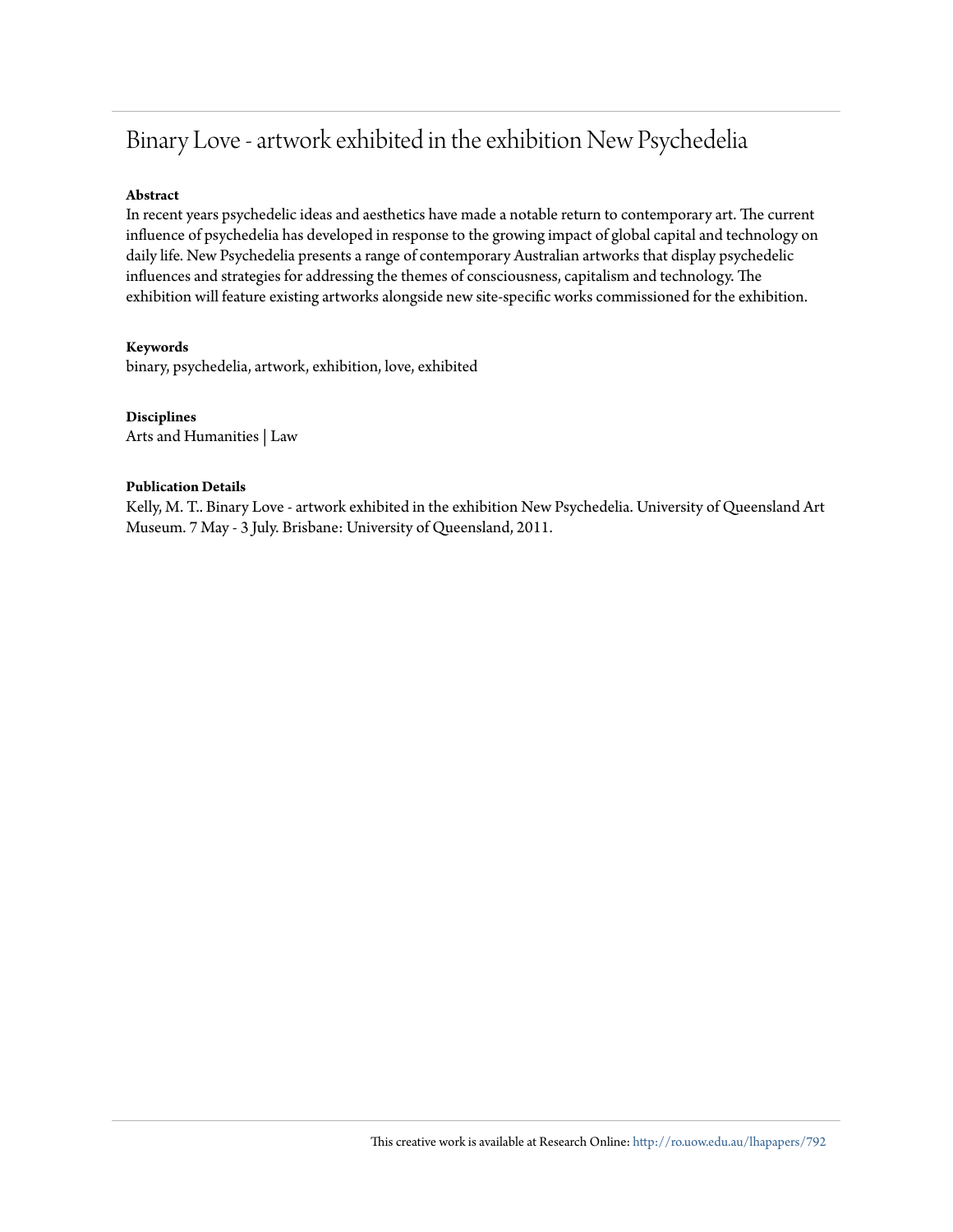# Binary Love - artwork exhibited in the exhibition New Psychedelia

**Abstract**

In recent years psychedelic ideas and aesthetics have made a notable return to contemporary art. The current influence of psychedelia has developed in response to the growing impact of global capital and technology on daily life. New Psychedelia presents a range of contemporary Australian artworks that display psychedelic influences and strategies for addressing the themes of consciousness, capitalism and technology. The exhibition will feature existing artworks alongside new site-specific works commissioned for the exhibition.

**Keywords**

binary, psychedelia, artwork, exhibition, love, exhibited

**Disciplines**

Arts and Humanities | Law

**Publication Details**

Kelly, M. T.. Binary Love - artwork exhibited in the exhibition New Psychedelia. University of Queensland Art Museum. 7 May - 3 July. Brisbane: University of Queensland, 2011.

This creative work is available at Research Online: http://ro.uow.edu.au/lhapapers/792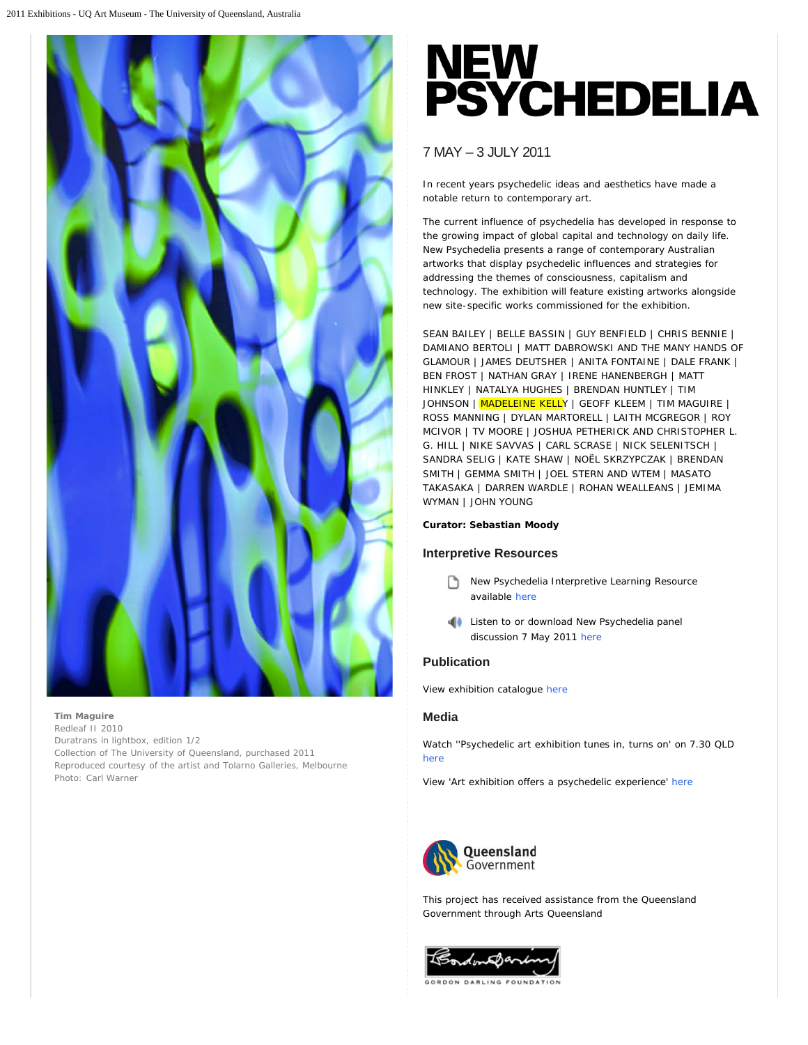# NEW PSYCHEDELIA

## 7 MAY – 3 JULY 2011

In recent years psychedelic ideas and aesthetics have made a notable return to contemporary art.

The current influence of psychedelia has developed in response to the growing impact of global capital and technology on daily life. New Psychedelia presents a range of contemporary Australian artworks that display psychedelic influences and strategies for addressing the themes of consciousness, capitalism and technology. The exhibition will feature existing artworks alongside new site-specific works commissioned for the exhibition.

SEAN BAILEY | BELLE BASSIN | GUY BENFIELD | CHRIS BENNIE | DAMIANO BERTOLI | MATT DABROWSKI AND THE MANY HANDS OF GLAMOUR | JAMES DEUTSHER | ANITA FONTAINE | DALE FRANK | BEN FROST | NATHAN GRAY | IRENE HANENBERGH | MATT HINKLEY | NATALYA HUGHES | BRENDAN HUNTLEY | TIM JOHNSON | MADELEINE KELLY | GEOFF KLEEM | TIM MAGUIRE | ROSS MANNING | DYLAN MARTORELL | LAITH MCGREGOR | ROY MCIVOR | TV MOORE | JOSHUA PETHERICK AND CHRISTOPHER L. G. HILL | NIKE SAVVAS | CARL SCRASE | NICK SELENITSCH | SANDRA SELIG | KATE SHAW | NOËL SKRZYPCZAK | BRENDAN SMITH | GEMMA SMITH | JOEL STERN AND WTEM | MASATO TAKASAKA | DARREN WARDLE | ROHAN WEALLEANS | JEMIMA WYMAN | JOHN YOUNG

**Curator: Sebastian Moody**

### Interpretive Resources

- New Psychedelia Interpretive Learning Resource available here
- Listen to or download New Psychedelia panel discussion 7 May 2011 here

### Publication

View exhibition catalogue here

### Media

Watch ''Psychedelic art exhibition tunes in, turns on' on 7.30 QLD here

View 'Art exhibition offers a psychedelic experience' here

Queensland Government

This project has received assistance from the Queensland Government through Arts Queensland

GORDON DARLING FOUNDATION

**Tim Maguire**
Redleaf II 2010
Duratrans in lightbox, edition 1/2
Collection of The University of Queensland, purchased 2011
Reproduced courtesy of the artist and Tolarno Galleries, Melbourne
Photo: Carl Warner